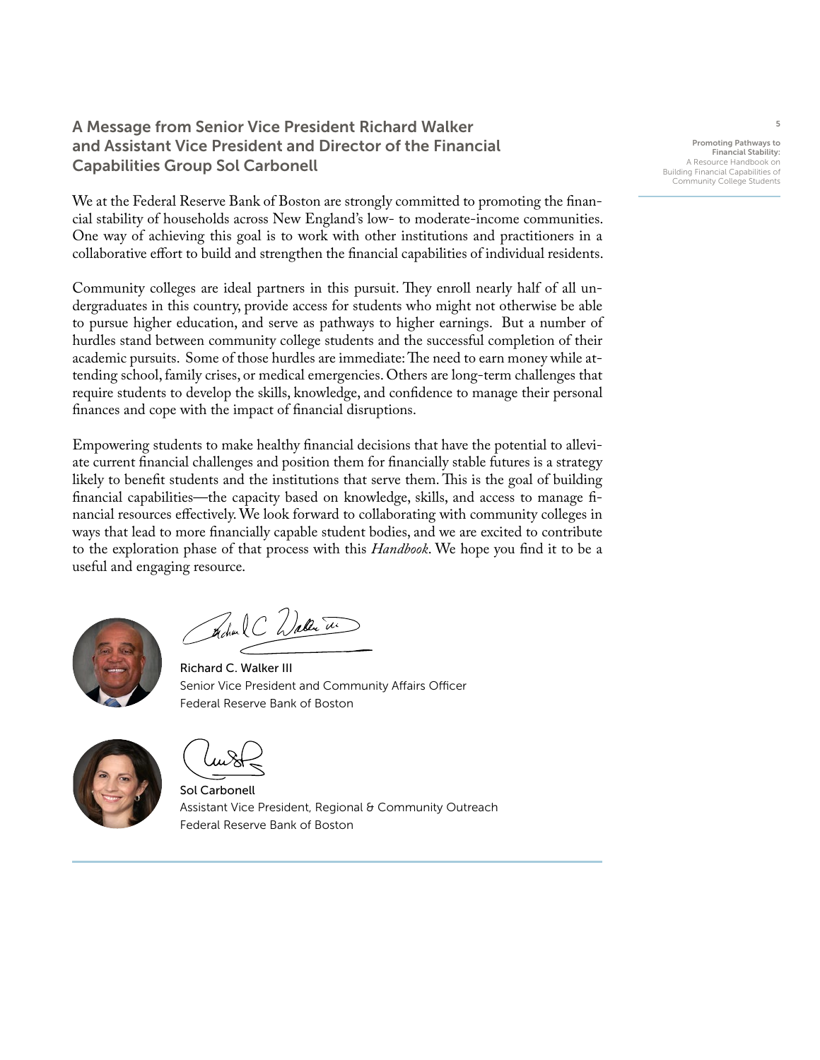## A Message from Senior Vice President Richard Walker and Assistant Vice President and Director of the Financial Capabilities Group Sol Carbonell

We at the Federal Reserve Bank of Boston are strongly committed to promoting the financial stability of households across New England's low- to moderate-income communities. One way of achieving this goal is to work with other institutions and practitioners in a collaborative effort to build and strengthen the financial capabilities of individual residents.

Community colleges are ideal partners in this pursuit. They enroll nearly half of all undergraduates in this country, provide access for students who might not otherwise be able to pursue higher education, and serve as pathways to higher earnings. But a number of hurdles stand between community college students and the successful completion of their academic pursuits. Some of those hurdles are immediate: The need to earn money while attending school, family crises, or medical emergencies. Others are long-term challenges that require students to develop the skills, knowledge, and confidence to manage their personal finances and cope with the impact of financial disruptions.

Empowering students to make healthy financial decisions that have the potential to alleviate current financial challenges and position them for financially stable futures is a strategy likely to benefit students and the institutions that serve them. This is the goal of building financial capabilities—the capacity based on knowledge, skills, and access to manage financial resources effectively. We look forward to collaborating with community colleges in ways that lead to more financially capable student bodies, and we are excited to contribute to the exploration phase of that process with this *Handbook*. We hope you find it to be a useful and engaging resource.

Richard C. Walker III
Senior Vice President and Community Affairs Officer
Federal Reserve Bank of Boston

Sol Carbonell
Assistant Vice President, Regional & Community Outreach
Federal Reserve Bank of Boston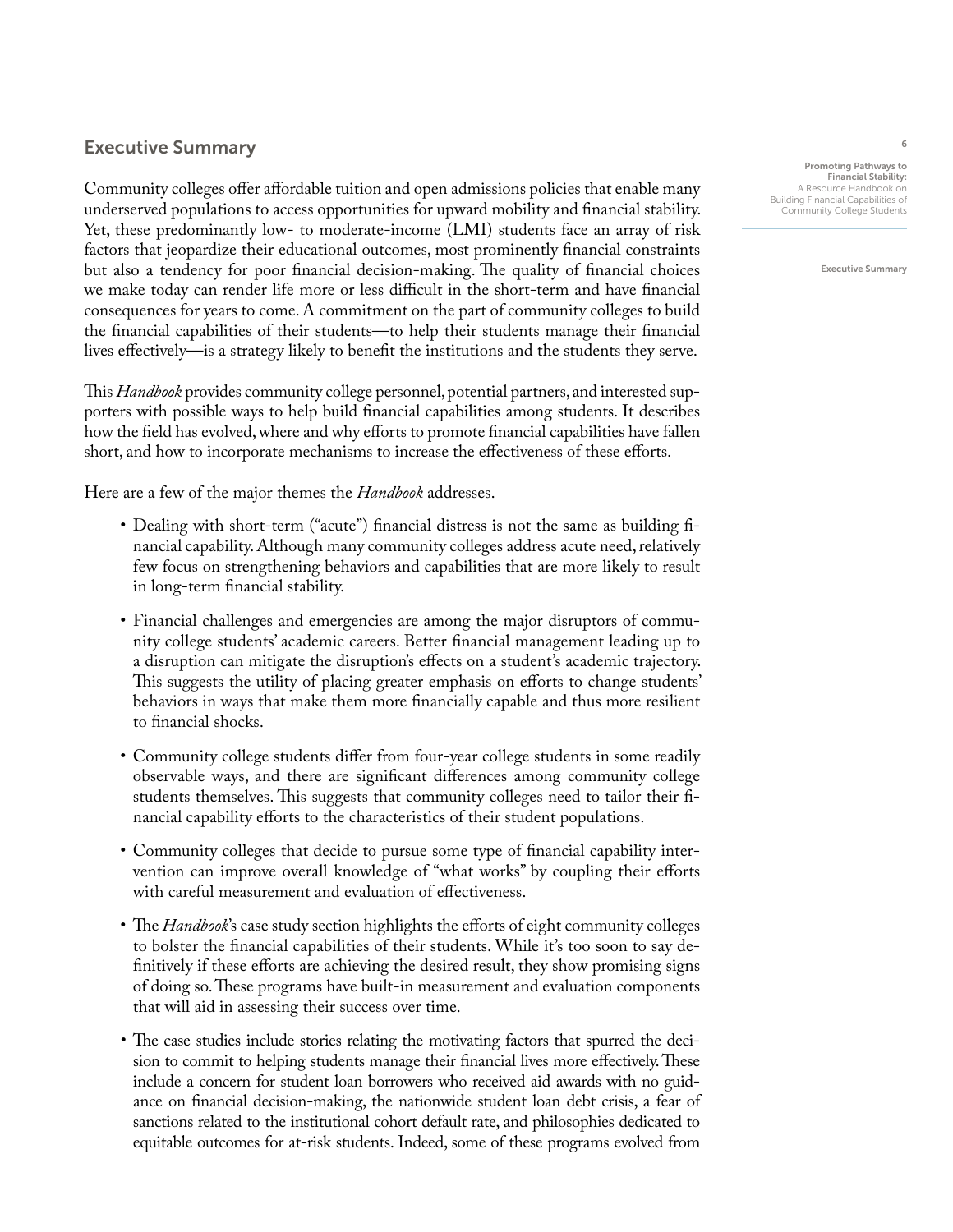## Executive Summary

Community colleges offer affordable tuition and open admissions policies that enable many underserved populations to access opportunities for upward mobility and financial stability. Yet, these predominantly low- to moderate-income (LMI) students face an array of risk factors that jeopardize their educational outcomes, most prominently financial constraints but also a tendency for poor financial decision-making. The quality of financial choices we make today can render life more or less difficult in the short-term and have financial consequences for years to come. A commitment on the part of community colleges to build the financial capabilities of their students—to help their students manage their financial lives effectively—is a strategy likely to benefit the institutions and the students they serve.

This *Handbook* provides community college personnel, potential partners, and interested supporters with possible ways to help build financial capabilities among students. It describes how the field has evolved, where and why efforts to promote financial capabilities have fallen short, and how to incorporate mechanisms to increase the effectiveness of these efforts.

Here are a few of the major themes the *Handbook* addresses.

- Dealing with short-term ("acute") financial distress is not the same as building financial capability. Although many community colleges address acute need, relatively few focus on strengthening behaviors and capabilities that are more likely to result in long-term financial stability.
- Financial challenges and emergencies are among the major disruptors of community college students' academic careers. Better financial management leading up to a disruption can mitigate the disruption's effects on a student's academic trajectory. This suggests the utility of placing greater emphasis on efforts to change students' behaviors in ways that make them more financially capable and thus more resilient to financial shocks.
- Community college students differ from four-year college students in some readily observable ways, and there are significant differences among community college students themselves. This suggests that community colleges need to tailor their financial capability efforts to the characteristics of their student populations.
- Community colleges that decide to pursue some type of financial capability intervention can improve overall knowledge of "what works" by coupling their efforts with careful measurement and evaluation of effectiveness.
- The *Handbook*'s case study section highlights the efforts of eight community colleges to bolster the financial capabilities of their students. While it's too soon to say definitively if these efforts are achieving the desired result, they show promising signs of doing so. These programs have built-in measurement and evaluation components that will aid in assessing their success over time.
- The case studies include stories relating the motivating factors that spurred the decision to commit to helping students manage their financial lives more effectively. These include a concern for student loan borrowers who received aid awards with no guidance on financial decision-making, the nationwide student loan debt crisis, a fear of sanctions related to the institutional cohort default rate, and philosophies dedicated to equitable outcomes for at-risk students. Indeed, some of these programs evolved from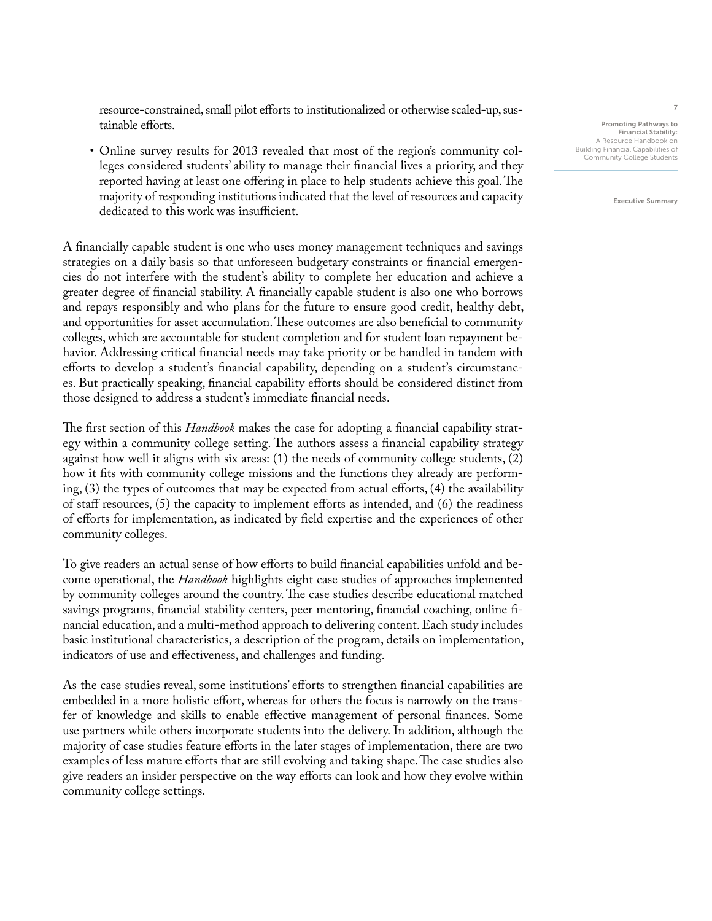resource-constrained, small pilot efforts to institutionalized or otherwise scaled-up, sustainable efforts.

- Online survey results for 2013 revealed that most of the region's community colleges considered students' ability to manage their financial lives a priority, and they reported having at least one offering in place to help students achieve this goal. The majority of responding institutions indicated that the level of resources and capacity dedicated to this work was insufficient.

A financially capable student is one who uses money management techniques and savings strategies on a daily basis so that unforeseen budgetary constraints or financial emergencies do not interfere with the student's ability to complete her education and achieve a greater degree of financial stability. A financially capable student is also one who borrows and repays responsibly and who plans for the future to ensure good credit, healthy debt, and opportunities for asset accumulation. These outcomes are also beneficial to community colleges, which are accountable for student completion and for student loan repayment behavior. Addressing critical financial needs may take priority or be handled in tandem with efforts to develop a student's financial capability, depending on a student's circumstances. But practically speaking, financial capability efforts should be considered distinct from those designed to address a student's immediate financial needs.

The first section of this *Handbook* makes the case for adopting a financial capability strategy within a community college setting. The authors assess a financial capability strategy against how well it aligns with six areas: (1) the needs of community college students, (2) how it fits with community college missions and the functions they already are performing, (3) the types of outcomes that may be expected from actual efforts, (4) the availability of staff resources, (5) the capacity to implement efforts as intended, and (6) the readiness of efforts for implementation, as indicated by field expertise and the experiences of other community colleges.

To give readers an actual sense of how efforts to build financial capabilities unfold and become operational, the *Handbook* highlights eight case studies of approaches implemented by community colleges around the country. The case studies describe educational matched savings programs, financial stability centers, peer mentoring, financial coaching, online financial education, and a multi-method approach to delivering content. Each study includes basic institutional characteristics, a description of the program, details on implementation, indicators of use and effectiveness, and challenges and funding.

As the case studies reveal, some institutions' efforts to strengthen financial capabilities are embedded in a more holistic effort, whereas for others the focus is narrowly on the transfer of knowledge and skills to enable effective management of personal finances. Some use partners while others incorporate students into the delivery. In addition, although the majority of case studies feature efforts in the later stages of implementation, there are two examples of less mature efforts that are still evolving and taking shape. The case studies also give readers an insider perspective on the way efforts can look and how they evolve within community college settings.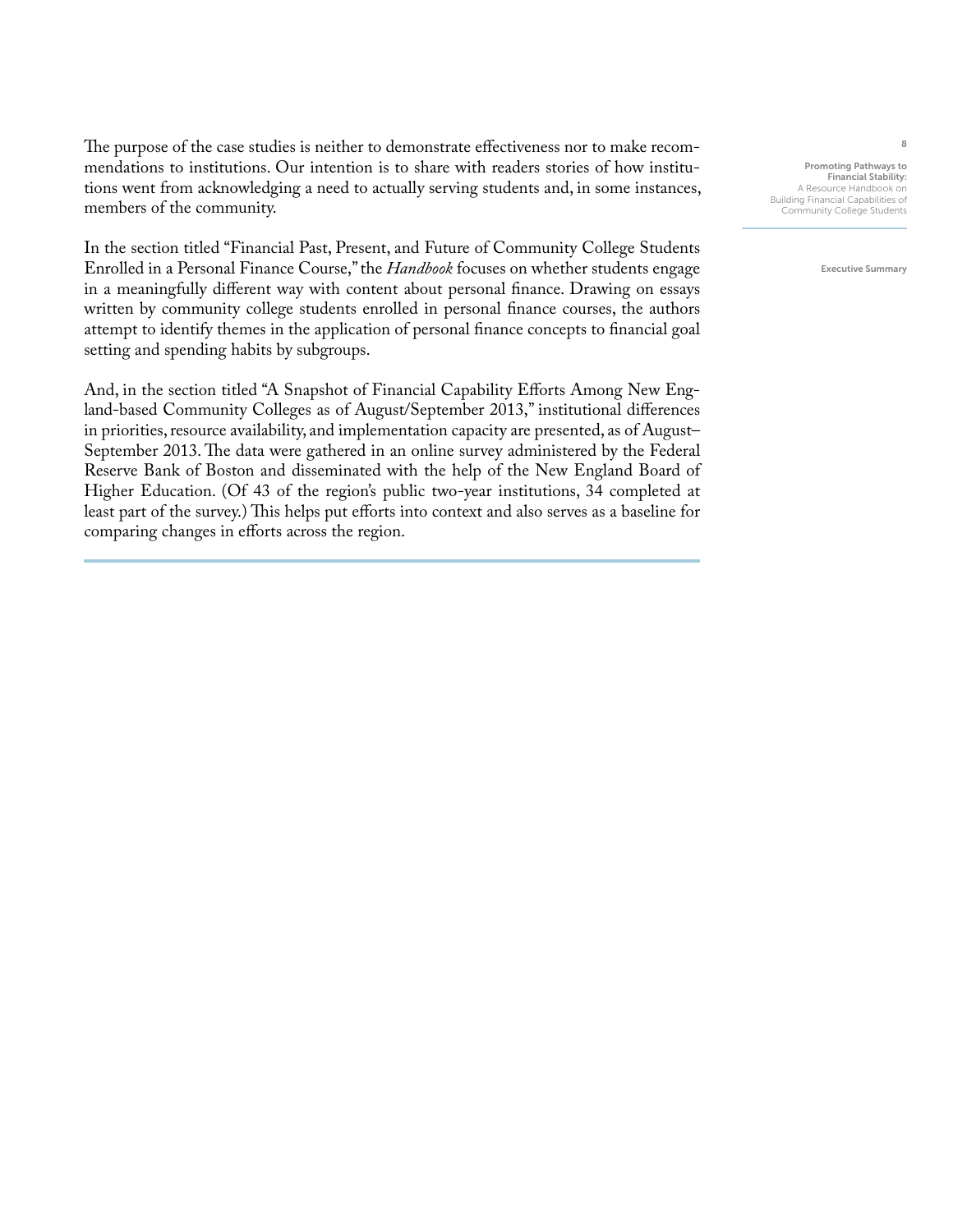The purpose of the case studies is neither to demonstrate effectiveness nor to make recommendations to institutions. Our intention is to share with readers stories of how institutions went from acknowledging a need to actually serving students and, in some instances, members of the community.

In the section titled "Financial Past, Present, and Future of Community College Students Enrolled in a Personal Finance Course," the *Handbook* focuses on whether students engage in a meaningfully different way with content about personal finance. Drawing on essays written by community college students enrolled in personal finance courses, the authors attempt to identify themes in the application of personal finance concepts to financial goal setting and spending habits by subgroups.

And, in the section titled "A Snapshot of Financial Capability Efforts Among New England-based Community Colleges as of August/September 2013," institutional differences in priorities, resource availability, and implementation capacity are presented, as of August–September 2013. The data were gathered in an online survey administered by the Federal Reserve Bank of Boston and disseminated with the help of the New England Board of Higher Education. (Of 43 of the region's public two-year institutions, 34 completed at least part of the survey.) This helps put efforts into context and also serves as a baseline for comparing changes in efforts across the region.